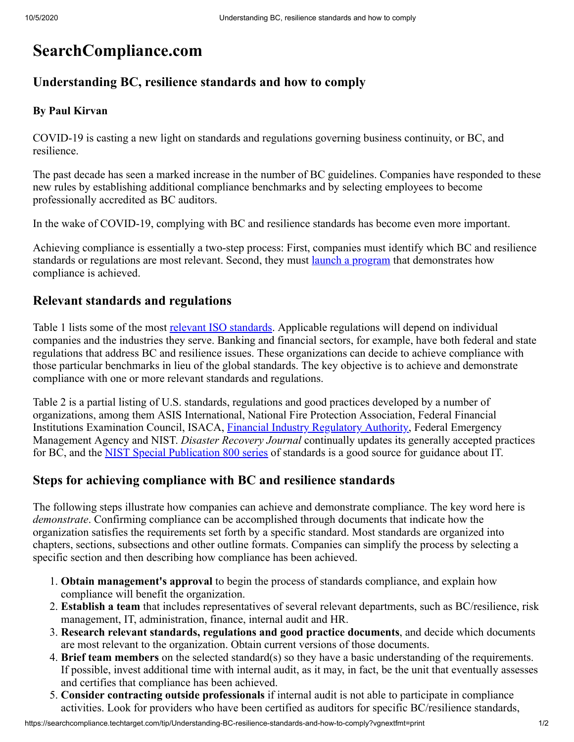# SearchCompliance.com

## Understanding BC, resilience standards and how to comply

### By Paul Kirvan

COVID-19 is casting a new light on standards and regulations governing business continuity, or BC, and resilience.

The past decade has seen a marked increase in the number of BC guidelines. Companies have responded to these new rules by establishing additional compliance benchmarks and by selecting employees to become professionally accredited as BC auditors.

In the wake of COVID-19, complying with BC and resilience standards has become even more important.

Achieving compliance is essentially a two-step process: First, companies must identify which BC and resilience standards or regulations are most relevant. Second, they must launch a program that demonstrates how compliance is achieved.

## Relevant standards and regulations

Table 1 lists some of the most relevant ISO standards. Applicable regulations will depend on individual companies and the industries they serve. Banking and financial sectors, for example, have both federal and state regulations that address BC and resilience issues. These organizations can decide to achieve compliance with those particular benchmarks in lieu of the global standards. The key objective is to achieve and demonstrate compliance with one or more relevant standards and regulations.

Table 2 is a partial listing of U.S. standards, regulations and good practices developed by a number of organizations, among them ASIS International, National Fire Protection Association, Federal Financial Institutions Examination Council, ISACA, Financial Industry Regulatory Authority, Federal Emergency Management Agency and NIST. *Disaster Recovery Journal* continually updates its generally accepted practices for BC, and the NIST Special Publication 800 series of standards is a good source for guidance about IT.

## Steps for achieving compliance with BC and resilience standards

The following steps illustrate how companies can achieve and demonstrate compliance. The key word here is *demonstrate*. Confirming compliance can be accomplished through documents that indicate how the organization satisfies the requirements set forth by a specific standard. Most standards are organized into chapters, sections, subsections and other outline formats. Companies can simplify the process by selecting a specific section and then describing how compliance has been achieved.

1. **Obtain management's approval** to begin the process of standards compliance, and explain how compliance will benefit the organization.
2. **Establish a team** that includes representatives of several relevant departments, such as BC/resilience, risk management, IT, administration, finance, internal audit and HR.
3. **Research relevant standards, regulations and good practice documents**, and decide which documents are most relevant to the organization. Obtain current versions of those documents.
4. **Brief team members** on the selected standard(s) so they have a basic understanding of the requirements. If possible, invest additional time with internal audit, as it may, in fact, be the unit that eventually assesses and certifies that compliance has been achieved.
5. **Consider contracting outside professionals** if internal audit is not able to participate in compliance activities. Look for providers who have been certified as auditors for specific BC/resilience standards,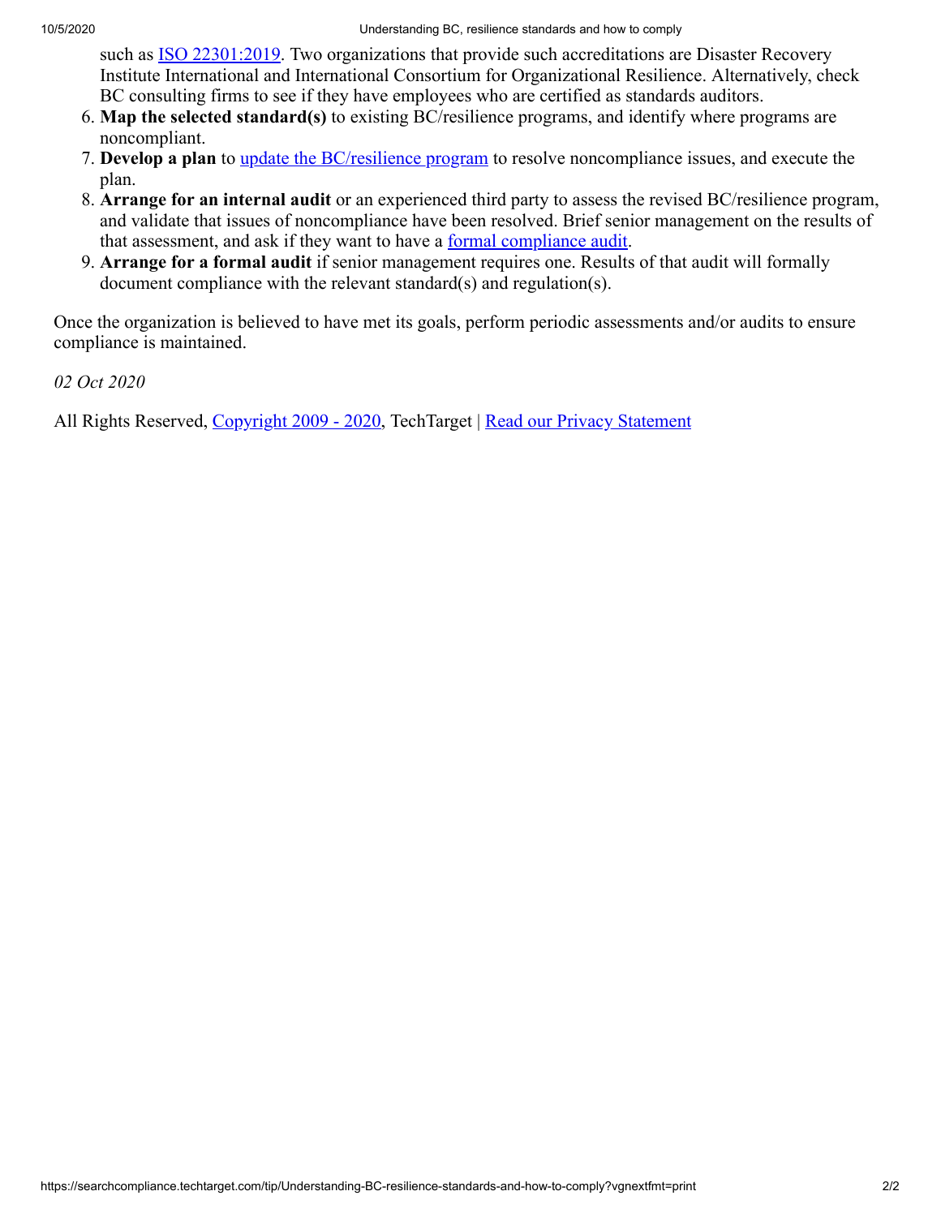such as ISO 22301:2019. Two organizations that provide such accreditations are Disaster Recovery Institute International and International Consortium for Organizational Resilience. Alternatively, check BC consulting firms to see if they have employees who are certified as standards auditors.

6. **Map the selected standard(s)** to existing BC/resilience programs, and identify where programs are noncompliant.
7. **Develop a plan** to update the BC/resilience program to resolve noncompliance issues, and execute the plan.
8. **Arrange for an internal audit** or an experienced third party to assess the revised BC/resilience program, and validate that issues of noncompliance have been resolved. Brief senior management on the results of that assessment, and ask if they want to have a formal compliance audit.
9. **Arrange for a formal audit** if senior management requires one. Results of that audit will formally document compliance with the relevant standard(s) and regulation(s).

Once the organization is believed to have met its goals, perform periodic assessments and/or audits to ensure compliance is maintained.

*02 Oct 2020*

All Rights Reserved, Copyright 2009 - 2020, TechTarget | Read our Privacy Statement